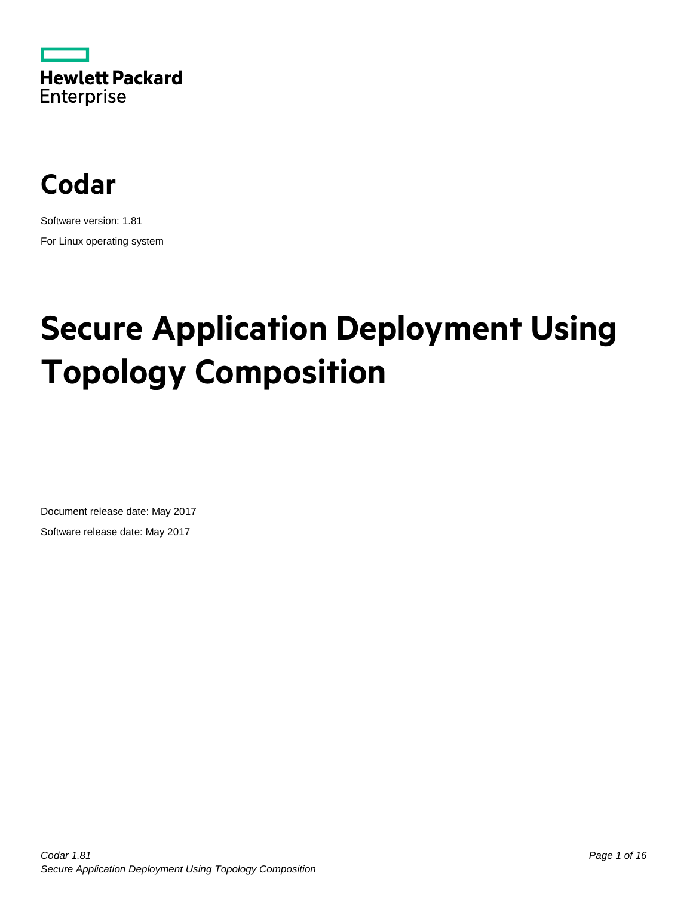Hewlett Packard Enterprise

# Codar

Software version: 1.81

For Linux operating system

# Secure Application Deployment Using Topology Composition

Document release date: May 2017

Software release date: May 2017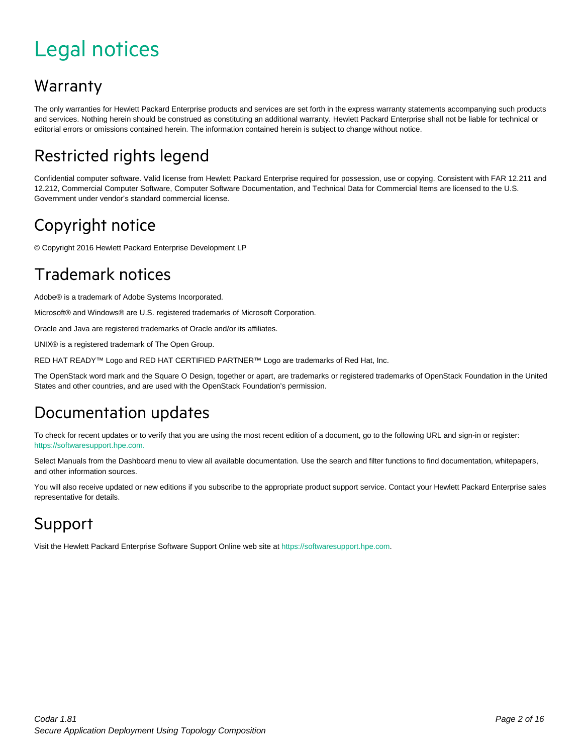# Legal notices

## Warranty

The only warranties for Hewlett Packard Enterprise products and services are set forth in the express warranty statements accompanying such products and services. Nothing herein should be construed as constituting an additional warranty. Hewlett Packard Enterprise shall not be liable for technical or editorial errors or omissions contained herein. The information contained herein is subject to change without notice.

## Restricted rights legend

Confidential computer software. Valid license from Hewlett Packard Enterprise required for possession, use or copying. Consistent with FAR 12.211 and 12.212, Commercial Computer Software, Computer Software Documentation, and Technical Data for Commercial Items are licensed to the U.S. Government under vendor's standard commercial license.

## Copyright notice

© Copyright 2016 Hewlett Packard Enterprise Development LP

## Trademark notices

Adobe® is a trademark of Adobe Systems Incorporated.

Microsoft® and Windows® are U.S. registered trademarks of Microsoft Corporation.

Oracle and Java are registered trademarks of Oracle and/or its affiliates.

UNIX® is a registered trademark of The Open Group.

RED HAT READY™ Logo and RED HAT CERTIFIED PARTNER™ Logo are trademarks of Red Hat, Inc.

The OpenStack word mark and the Square O Design, together or apart, are trademarks or registered trademarks of OpenStack Foundation in the United States and other countries, and are used with the OpenStack Foundation's permission.

## Documentation updates

To check for recent updates or to verify that you are using the most recent edition of a document, go to the following URL and sign-in or register: https://softwaresupport.hpe.com.

Select Manuals from the Dashboard menu to view all available documentation. Use the search and filter functions to find documentation, whitepapers, and other information sources.

You will also receive updated or new editions if you subscribe to the appropriate product support service. Contact your Hewlett Packard Enterprise sales representative for details.

## Support

Visit the Hewlett Packard Enterprise Software Support Online web site at https://softwaresupport.hpe.com.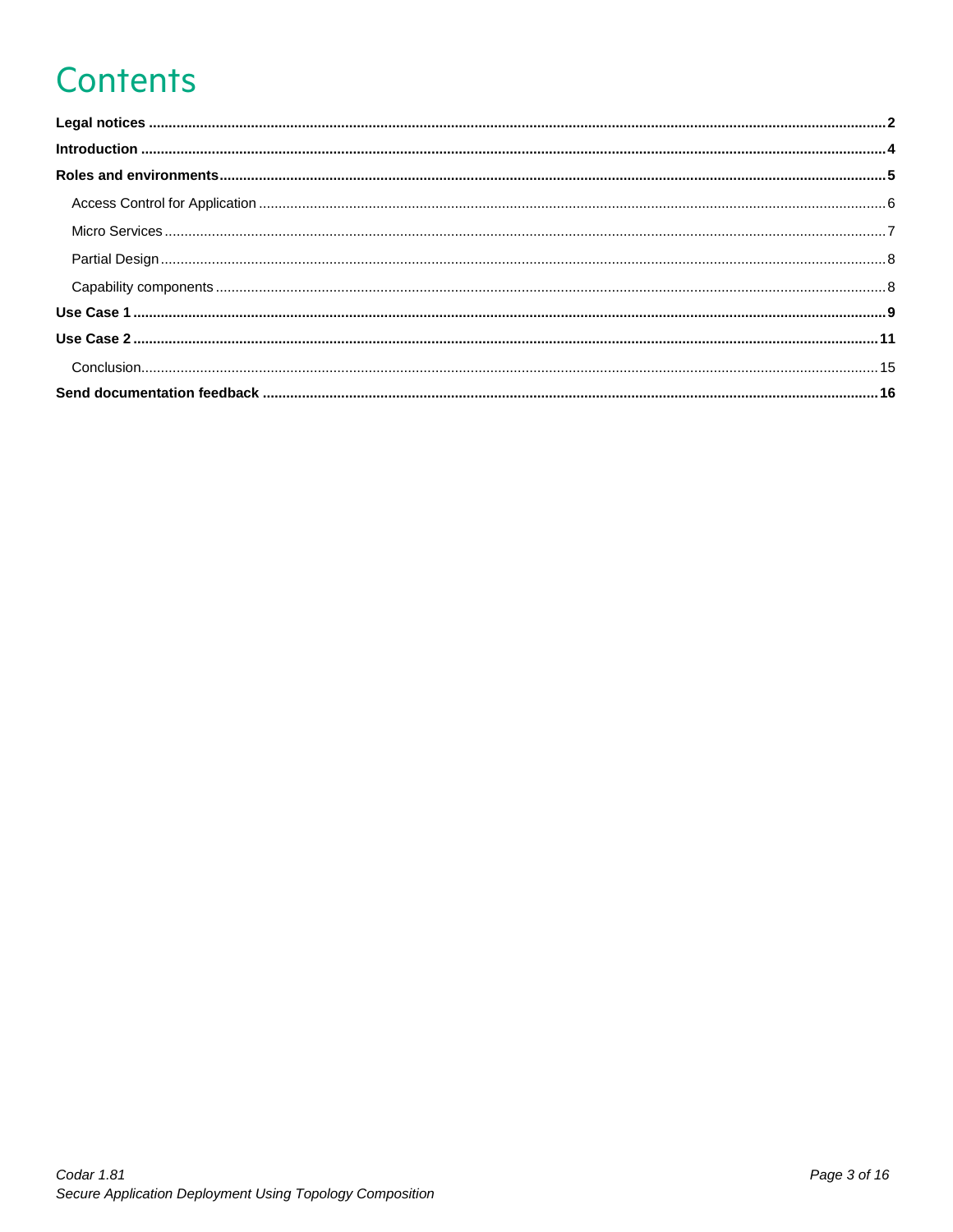# Contents

**Legal notices** ..... **2**

**Introduction** ..... **4**

**Roles and environments** ..... **5**

- Access Control for Application ..... 6
- Micro Services ..... 7
- Partial Design ..... 8
- Capability components ..... 8

**Use Case 1** ..... **9**

**Use Case 2** ..... **11**

- Conclusion ..... 15

**Send documentation feedback** ..... **16**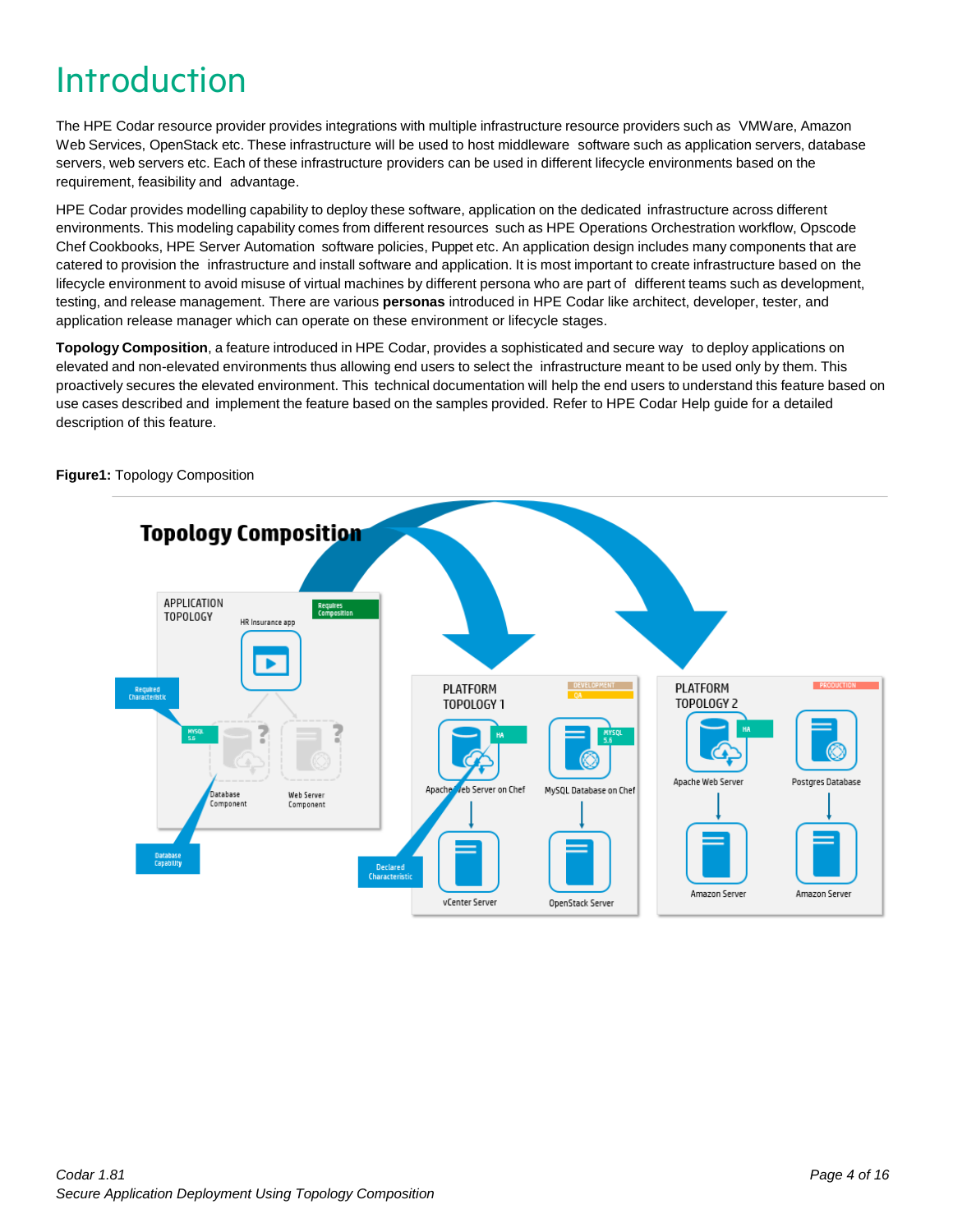# Introduction

The HPE Codar resource provider provides integrations with multiple infrastructure resource providers such as VMWare, Amazon Web Services, OpenStack etc. These infrastructure will be used to host middleware software such as application servers, database servers, web servers etc. Each of these infrastructure providers can be used in different lifecycle environments based on the requirement, feasibility and advantage.

HPE Codar provides modelling capability to deploy these software, application on the dedicated infrastructure across different environments. This modeling capability comes from different resources such as HPE Operations Orchestration workflow, Opscode Chef Cookbooks, HPE Server Automation software policies, Puppet etc. An application design includes many components that are catered to provision the infrastructure and install software and application. It is most important to create infrastructure based on the lifecycle environment to avoid misuse of virtual machines by different persona who are part of different teams such as development, testing, and release management. There are various **personas** introduced in HPE Codar like architect, developer, tester, and application release manager which can operate on these environment or lifecycle stages.

**Topology Composition**, a feature introduced in HPE Codar, provides a sophisticated and secure way to deploy applications on elevated and non-elevated environments thus allowing end users to select the infrastructure meant to be used only by them. This proactively secures the elevated environment. This technical documentation will help the end users to understand this feature based on use cases described and implement the feature based on the samples provided. Refer to HPE Codar Help guide for a detailed description of this feature.

**Figure1:** Topology Composition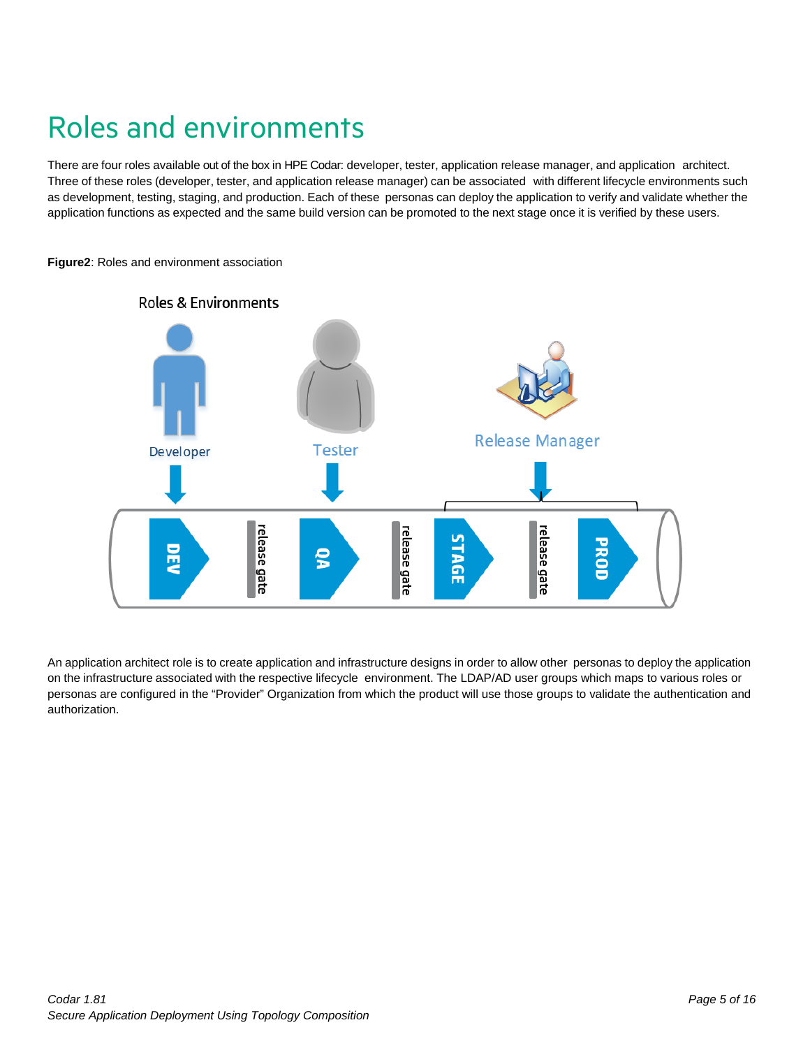# Roles and environments

There are four roles available out of the box in HPE Codar: developer, tester, application release manager, and application architect. Three of these roles (developer, tester, and application release manager) can be associated with different lifecycle environments such as development, testing, staging, and production. Each of these personas can deploy the application to verify and validate whether the application functions as expected and the same build version can be promoted to the next stage once it is verified by these users.

**Figure2**: Roles and environment association

An application architect role is to create application and infrastructure designs in order to allow other personas to deploy the application on the infrastructure associated with the respective lifecycle environment. The LDAP/AD user groups which maps to various roles or personas are configured in the "Provider" Organization from which the product will use those groups to validate the authentication and authorization.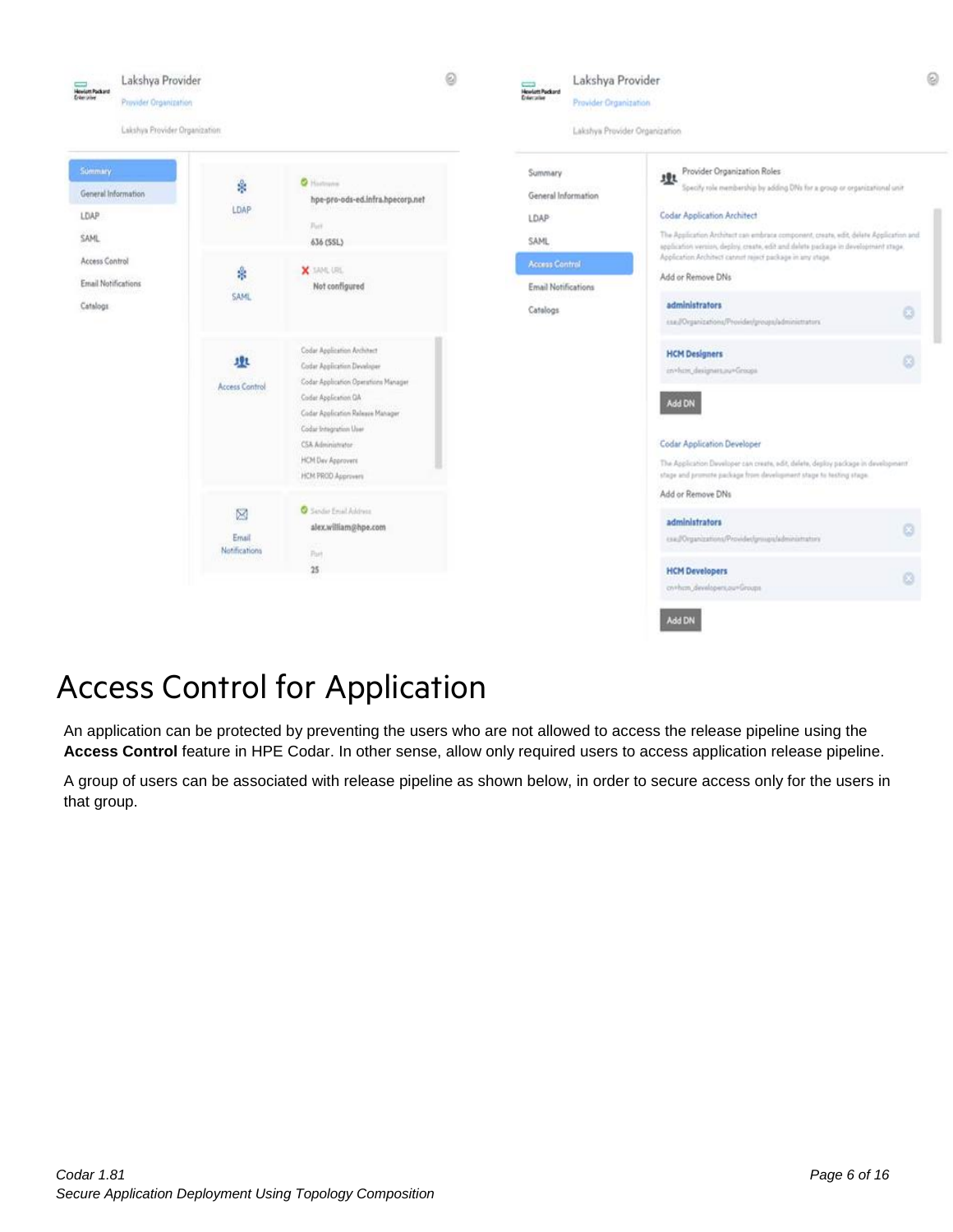# Access Control for Application

An application can be protected by preventing the users who are not allowed to access the release pipeline using the **Access Control** feature in HPE Codar. In other sense, allow only required users to access application release pipeline.

A group of users can be associated with release pipeline as shown below, in order to secure access only for the users in that group.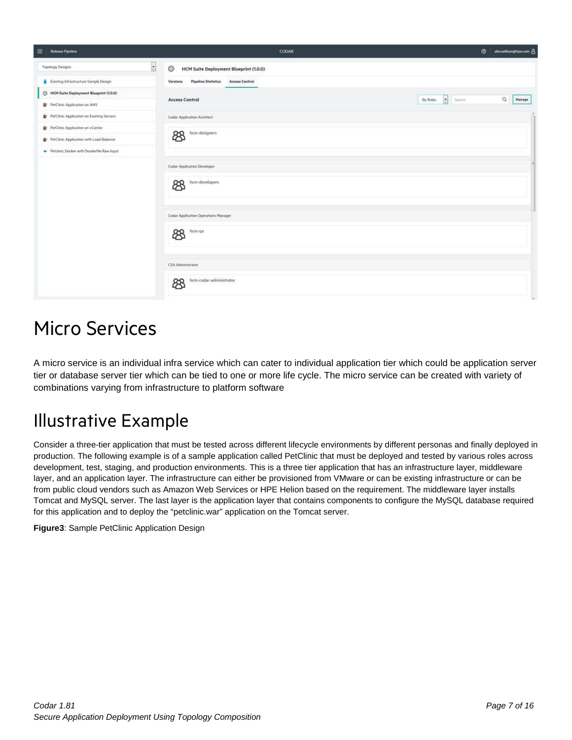# Micro Services

A micro service is an individual infra service which can cater to individual application tier which could be application server tier or database server tier which can be tied to one or more life cycle. The micro service can be created with variety of combinations varying from infrastructure to platform software

# Illustrative Example

Consider a three-tier application that must be tested across different lifecycle environments by different personas and finally deployed in production. The following example is of a sample application called PetClinic that must be deployed and tested by various roles across development, test, staging, and production environments. This is a three tier application that has an infrastructure layer, middleware layer, and an application layer. The infrastructure can either be provisioned from VMware or can be existing infrastructure or can be from public cloud vendors such as Amazon Web Services or HPE Helion based on the requirement. The middleware layer installs Tomcat and MySQL server. The last layer is the application layer that contains components to configure the MySQL database required for this application and to deploy the "petclinic.war" application on the Tomcat server.

**Figure3**: Sample PetClinic Application Design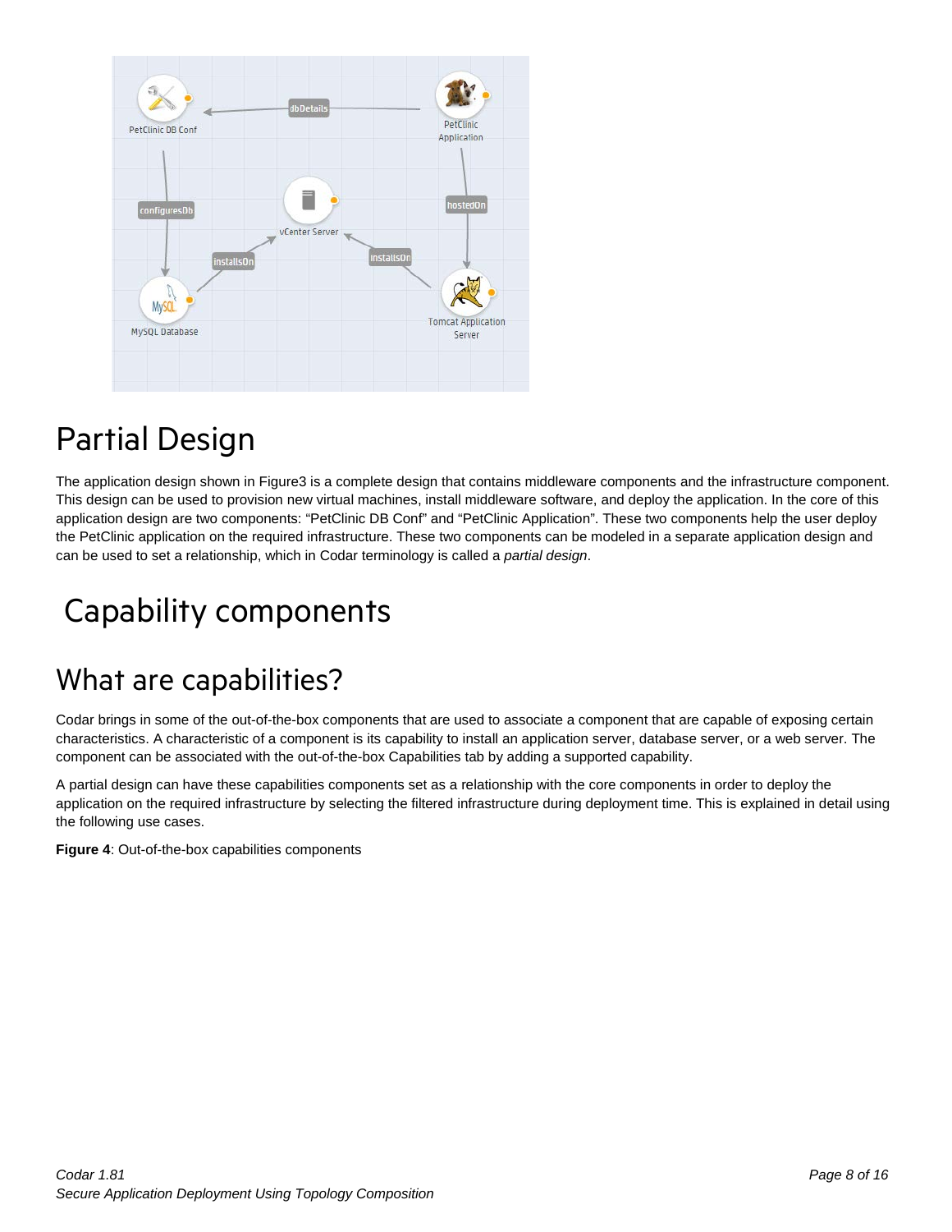## Partial Design

The application design shown in Figure3 is a complete design that contains middleware components and the infrastructure component. This design can be used to provision new virtual machines, install middleware software, and deploy the application. In the core of this application design are two components: "PetClinic DB Conf" and "PetClinic Application". These two components help the user deploy the PetClinic application on the required infrastructure. These two components can be modeled in a separate application design and can be used to set a relationship, which in Codar terminology is called a *partial design*.

# Capability components

## What are capabilities?

Codar brings in some of the out-of-the-box components that are used to associate a component that are capable of exposing certain characteristics. A characteristic of a component is its capability to install an application server, database server, or a web server. The component can be associated with the out-of-the-box Capabilities tab by adding a supported capability.

A partial design can have these capabilities components set as a relationship with the core components in order to deploy the application on the required infrastructure by selecting the filtered infrastructure during deployment time. This is explained in detail using the following use cases.

**Figure 4**: Out-of-the-box capabilities components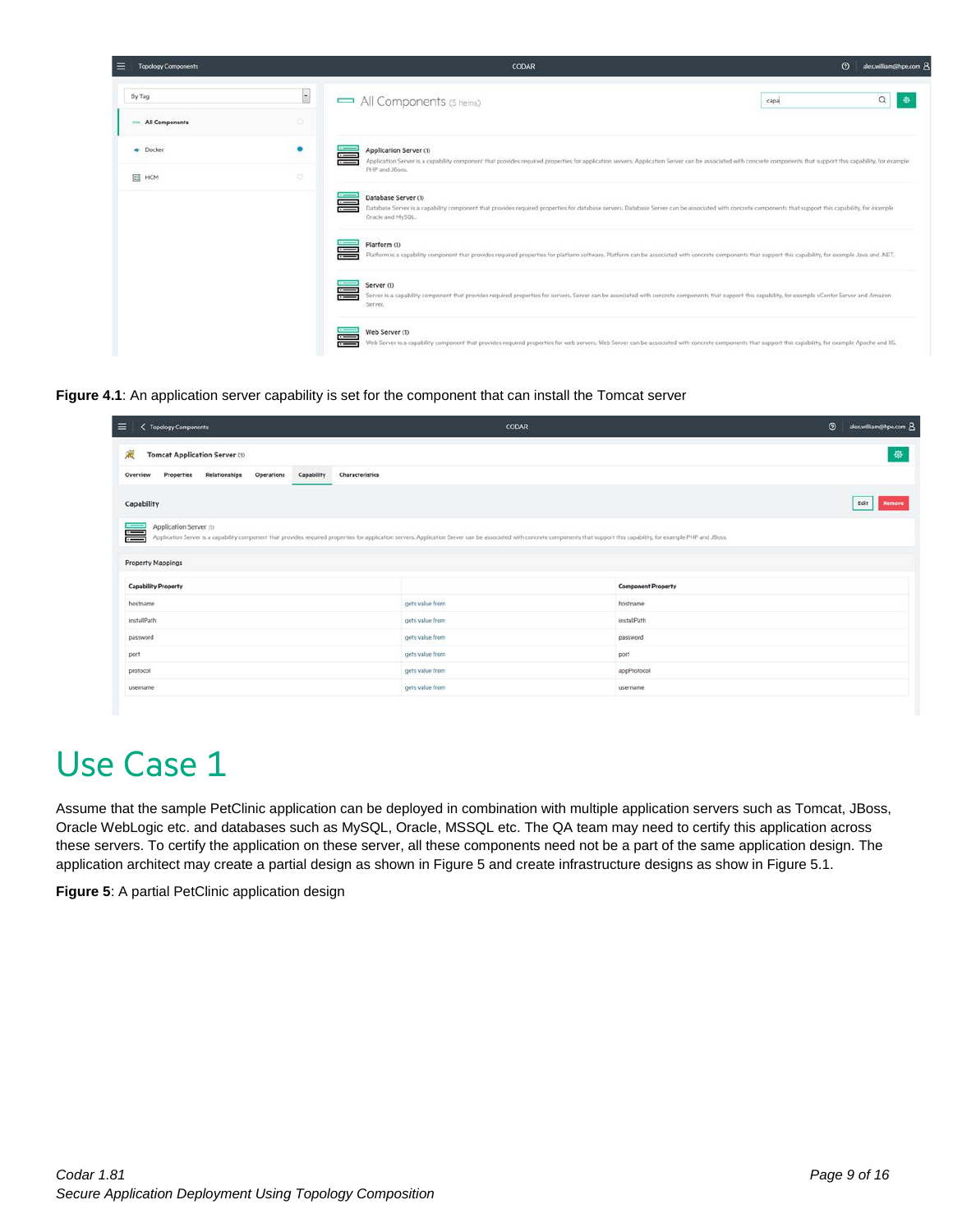**Figure 4.1**: An application server capability is set for the component that can install the Tomcat server

# Use Case 1

Assume that the sample PetClinic application can be deployed in combination with multiple application servers such as Tomcat, JBoss, Oracle WebLogic etc. and databases such as MySQL, Oracle, MSSQL etc. The QA team may need to certify this application across these servers. To certify the application on these server, all these components need not be a part of the same application design. The application architect may create a partial design as shown in Figure 5 and create infrastructure designs as show in Figure 5.1.

**Figure 5**: A partial PetClinic application design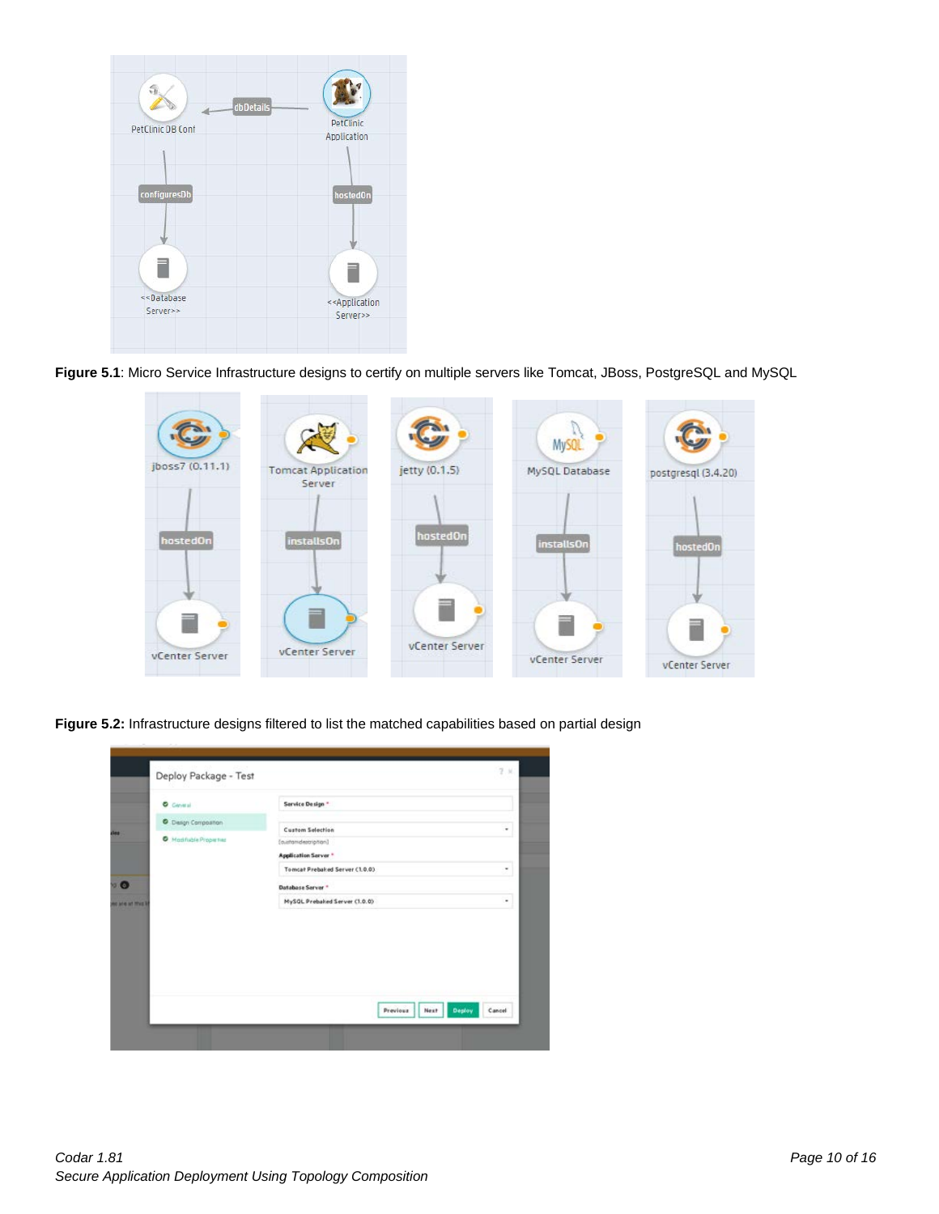**Figure 5.1**: Micro Service Infrastructure designs to certify on multiple servers like Tomcat, JBoss, PostgreSQL and MySQL

**Figure 5.2:** Infrastructure designs filtered to list the matched capabilities based on partial design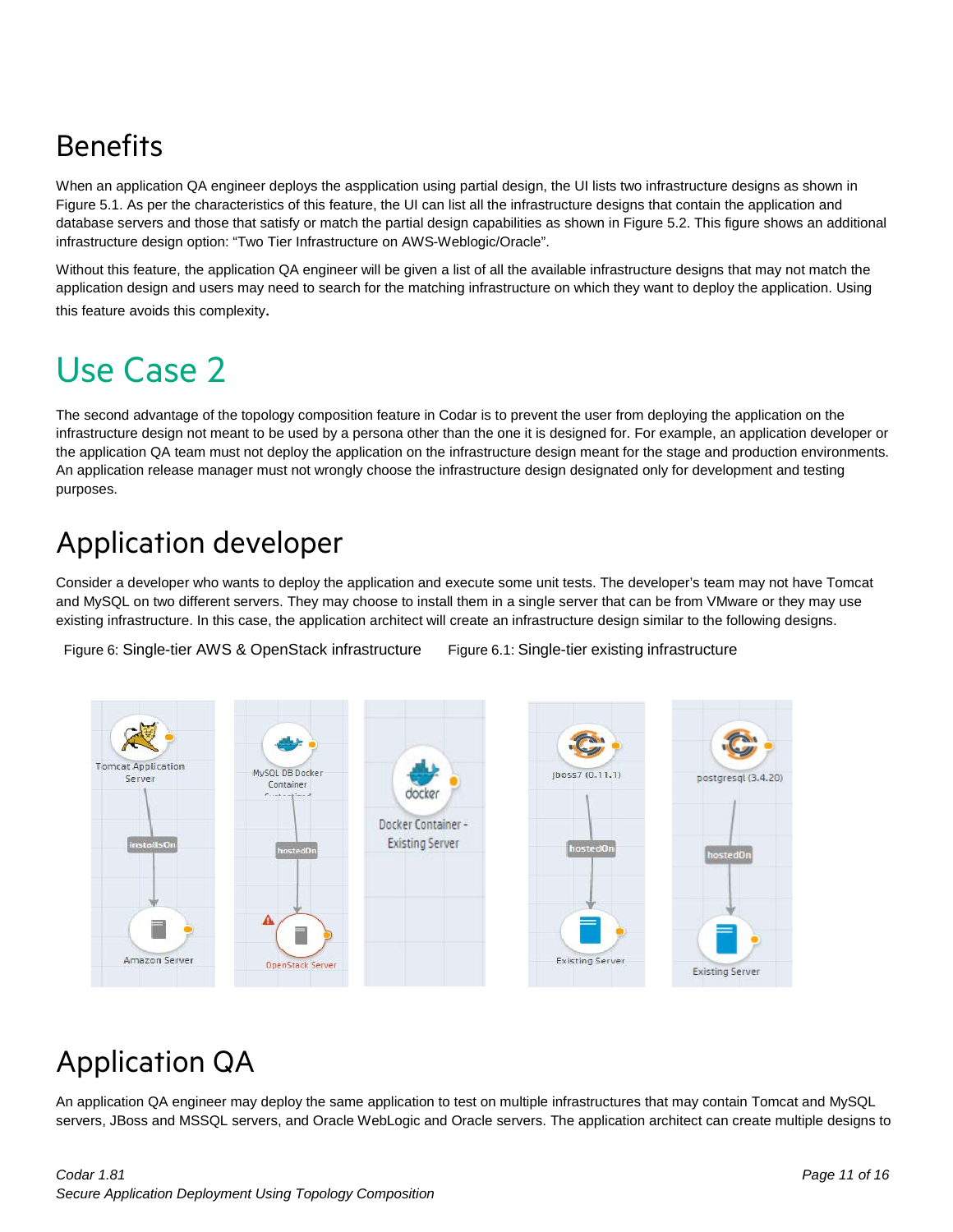## Benefits

When an application QA engineer deploys the assplication using partial design, the UI lists two infrastructure designs as shown in Figure 5.1. As per the characteristics of this feature, the UI can list all the infrastructure designs that contain the application and database servers and those that satisfy or match the partial design capabilities as shown in Figure 5.2. This figure shows an additional infrastructure design option: "Two Tier Infrastructure on AWS-Weblogic/Oracle".

Without this feature, the application QA engineer will be given a list of all the available infrastructure designs that may not match the application design and users may need to search for the matching infrastructure on which they want to deploy the application. Using this feature avoids this complexity.

# Use Case 2

The second advantage of the topology composition feature in Codar is to prevent the user from deploying the application on the infrastructure design not meant to be used by a persona other than the one it is designed for. For example, an application developer or the application QA team must not deploy the application on the infrastructure design meant for the stage and production environments. An application release manager must not wrongly choose the infrastructure design designated only for development and testing purposes.

## Application developer

Consider a developer who wants to deploy the application and execute some unit tests. The developer's team may not have Tomcat and MySQL on two different servers. They may choose to install them in a single server that can be from VMware or they may use existing infrastructure. In this case, the application architect will create an infrastructure design similar to the following designs.

Figure 6: Single-tier AWS & OpenStack infrastructure

Figure 6.1: Single-tier existing infrastructure

## Application QA

An application QA engineer may deploy the same application to test on multiple infrastructures that may contain Tomcat and MySQL servers, JBoss and MSSQL servers, and Oracle WebLogic and Oracle servers. The application architect can create multiple designs to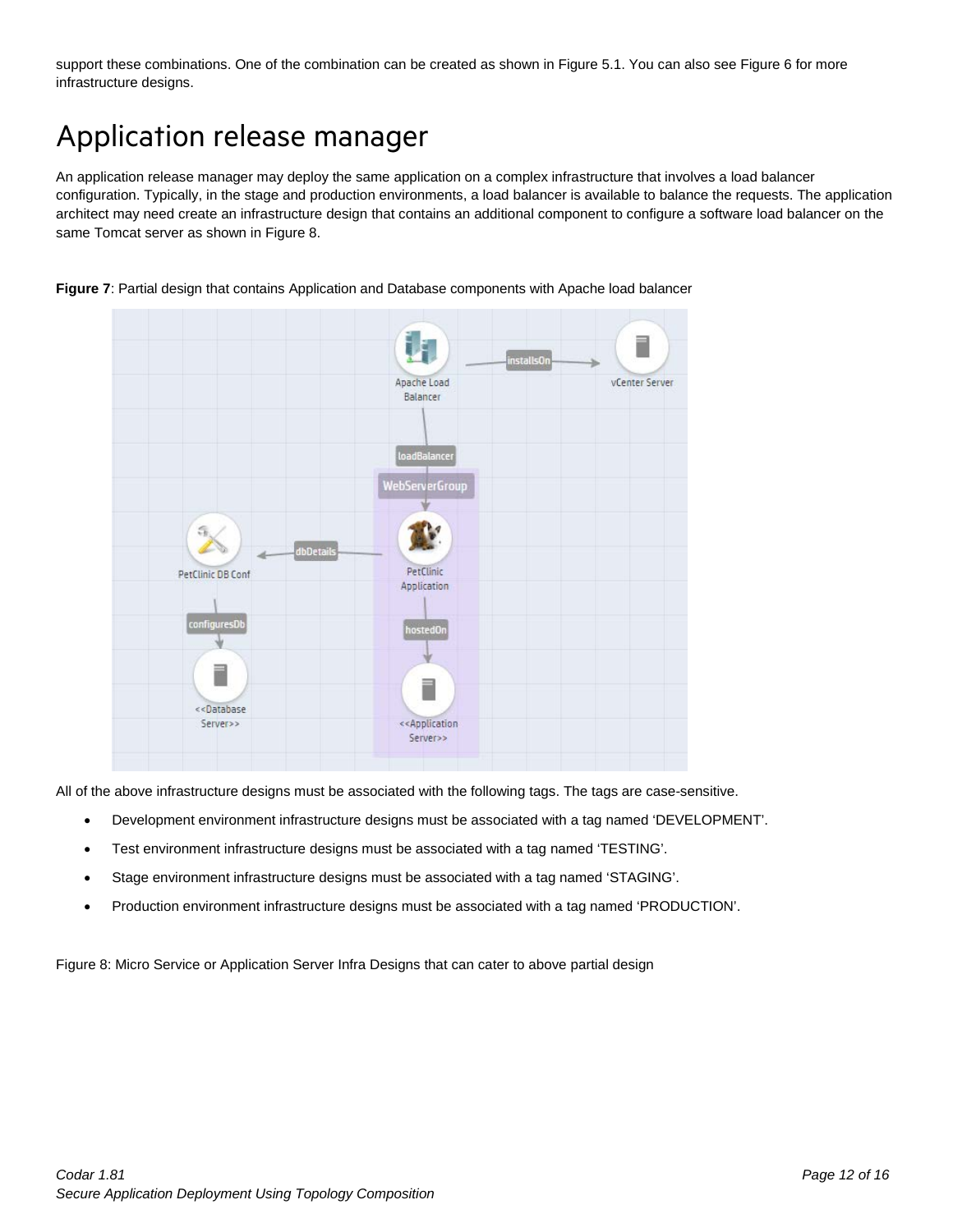support these combinations. One of the combination can be created as shown in Figure 5.1. You can also see Figure 6 for more infrastructure designs.

# Application release manager

An application release manager may deploy the same application on a complex infrastructure that involves a load balancer configuration. Typically, in the stage and production environments, a load balancer is available to balance the requests. The application architect may need create an infrastructure design that contains an additional component to configure a software load balancer on the same Tomcat server as shown in Figure 8.

**Figure 7**: Partial design that contains Application and Database components with Apache load balancer

All of the above infrastructure designs must be associated with the following tags. The tags are case-sensitive.

- Development environment infrastructure designs must be associated with a tag named ‘DEVELOPMENT’.
- Test environment infrastructure designs must be associated with a tag named ‘TESTING’.
- Stage environment infrastructure designs must be associated with a tag named ‘STAGING’.
- Production environment infrastructure designs must be associated with a tag named ‘PRODUCTION’.

Figure 8: Micro Service or Application Server Infra Designs that can cater to above partial design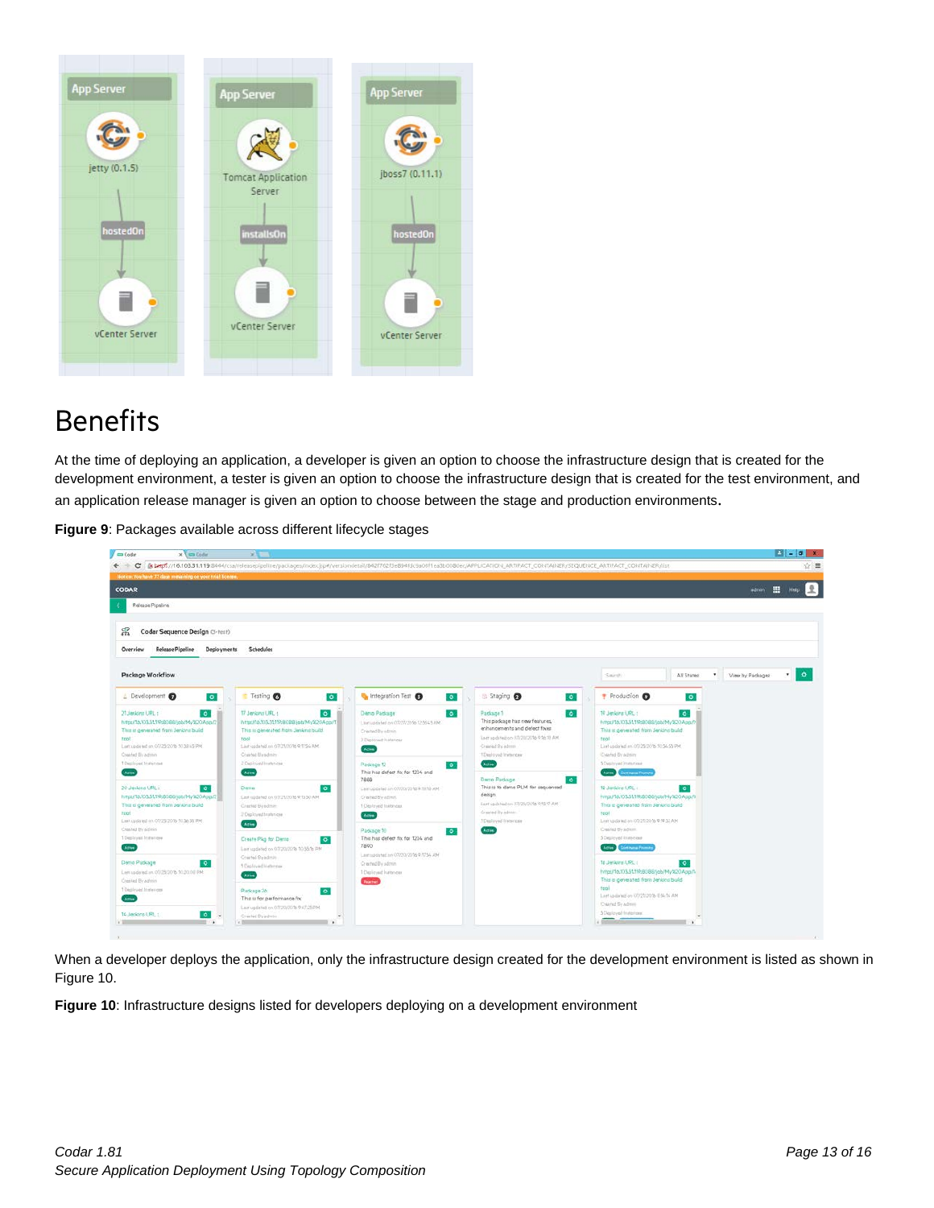# Benefits

At the time of deploying an application, a developer is given an option to choose the infrastructure design that is created for the development environment, a tester is given an option to choose the infrastructure design that is created for the test environment, and an application release manager is given an option to choose between the stage and production environments.

**Figure 9**: Packages available across different lifecycle stages

When a developer deploys the application, only the infrastructure design created for the development environment is listed as shown in Figure 10.

**Figure 10**: Infrastructure designs listed for developers deploying on a development environment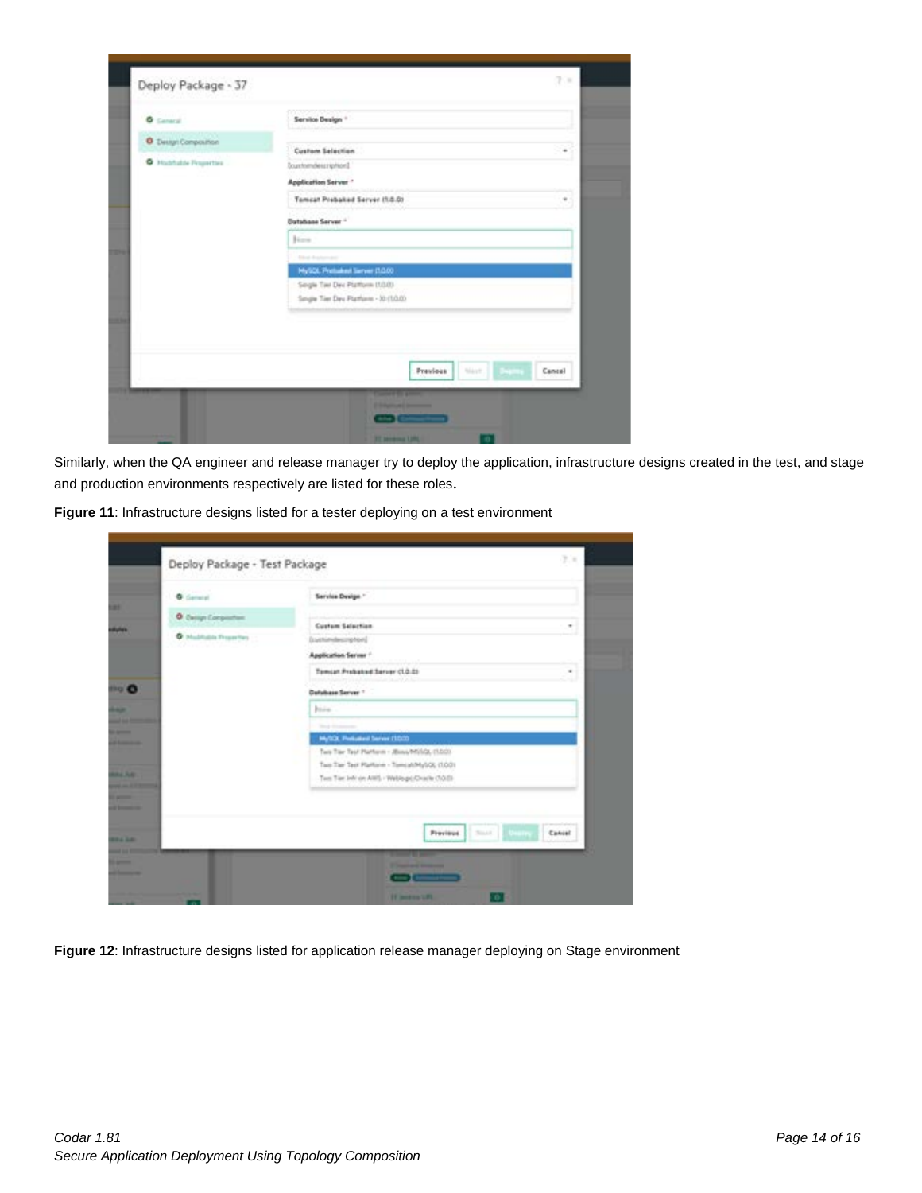Similarly, when the QA engineer and release manager try to deploy the application, infrastructure designs created in the test, and stage and production environments respectively are listed for these roles**.**

**Figure 11**: Infrastructure designs listed for a tester deploying on a test environment

**Figure 12**: Infrastructure designs listed for application release manager deploying on Stage environment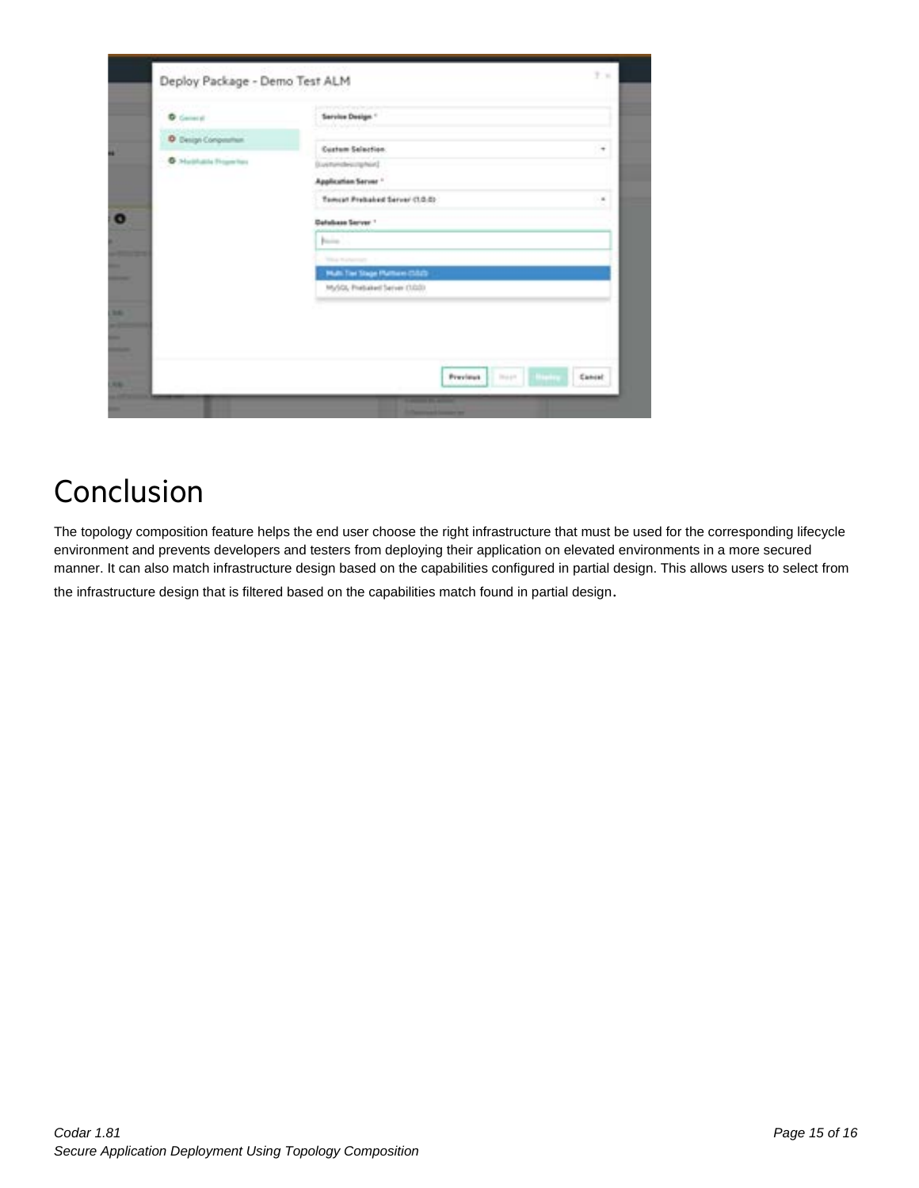# Conclusion

The topology composition feature helps the end user choose the right infrastructure that must be used for the corresponding lifecycle environment and prevents developers and testers from deploying their application on elevated environments in a more secured manner. It can also match infrastructure design based on the capabilities configured in partial design. This allows users to select from the infrastructure design that is filtered based on the capabilities match found in partial design.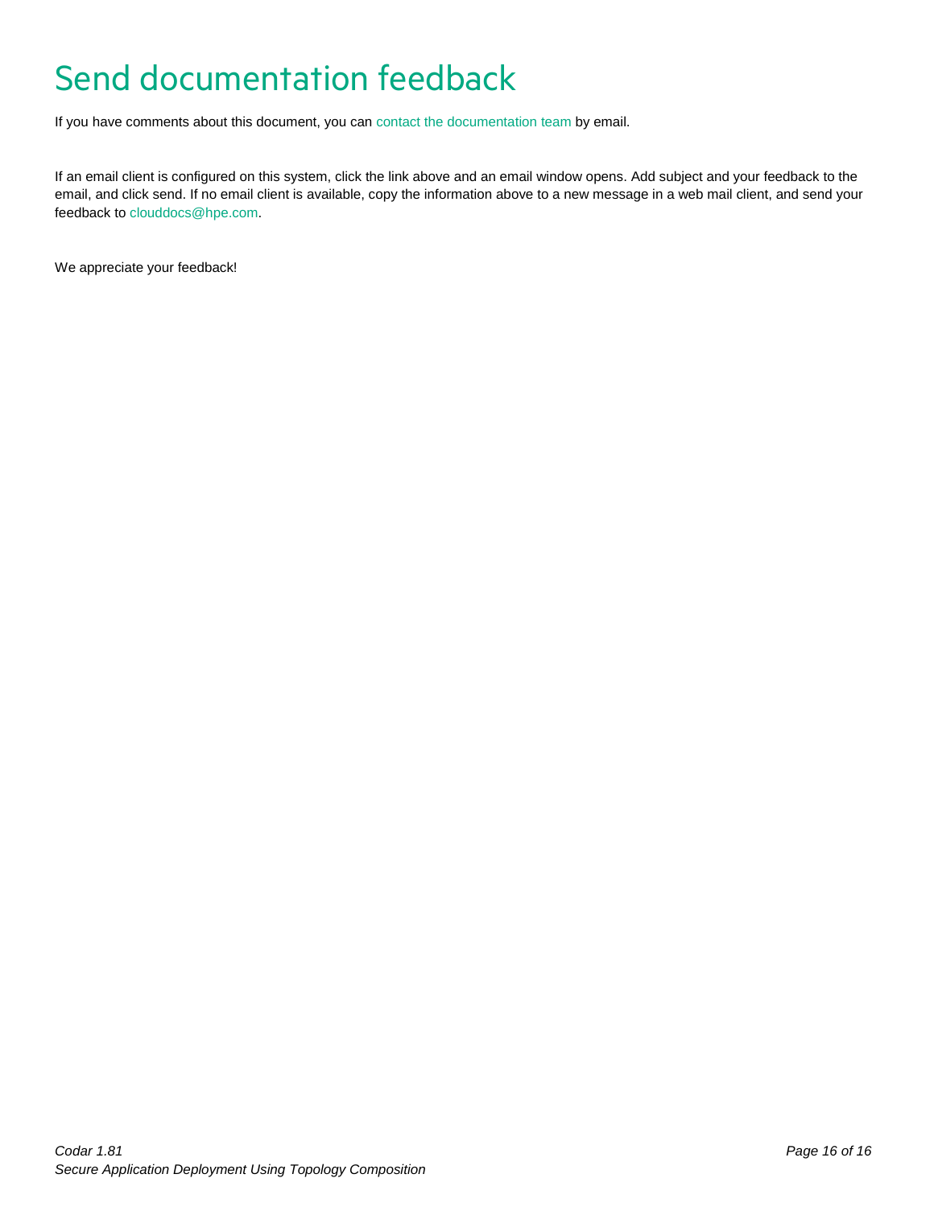# Send documentation feedback

If you have comments about this document, you can contact the documentation team by email.

If an email client is configured on this system, click the link above and an email window opens. Add subject and your feedback to the email, and click send. If no email client is available, copy the information above to a new message in a web mail client, and send your feedback to clouddocs@hpe.com.

We appreciate your feedback!